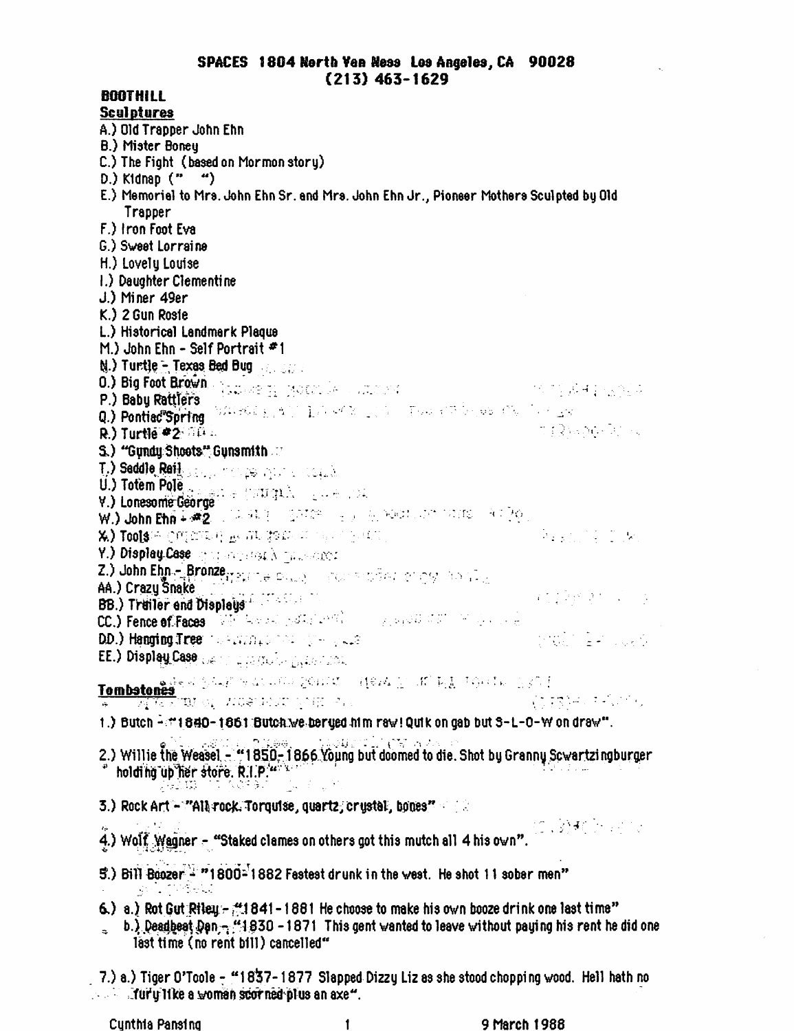**SPACES 1804 North Van Ness Los Angeles, CA 90028**
**(213) 463-1629**

## BOOTHILL

### Sculptures

A.) Old Trapper John Ehn
B.) Mister Boney
C.) The Fight (based on Mormon story)
D.) Kidnap (" ")
E.) Memorial to Mrs. John Ehn Sr. and Mrs. John Ehn Jr., Pioneer Mothers Sculpted by Old Trapper
F.) Iron Foot Eva
G.) Sweet Lorraine
H.) Lovely Louise
I.) Daughter Clementine
J.) Miner 49er
K.) 2 Gun Rosie
L.) Historical Landmark Plaque
M.) John Ehn - Self Portrait #1
N.) Turtle - Texas Bed Bug
O.) Big Foot Brown
P.) Baby Rattlers
Q.) Pontiac Spring
R.) Turtle #2
S.) "Gundy Shoots" Gunsmith
T.) Saddle Rail
U.) Totem Pole
V.) Lonesome George
W.) John Ehn - #2
X.) Tools
Y.) Display Case
Z.) John Ehn - Bronze
AA.) Crazy Snake
BB.) Trailer and Displays
CC.) Fence of Faces
DD.) Hanging Tree
EE.) Display Case

### Tombstones

1.) Butch - "1840-1861 Butch we beryed him raw! Quik on gab but S-L-O-W on draw".

2.) Willie the Weasel - "1850-1866 Young but doomed to die. Shot by Granny Scwartzingburger holding up her store. R.I.P."

3.) Rock Art - "All rock. Torquise, quartz, crystal, bones"

4.) Wolf Wagner - "Staked clames on others got this mutch all 4 his own".

5.) Bill Boozer - "1800-1882 Fastest drunk in the west. He shot 11 sober men"

6.) a.) Rot Gut Riley - "1841-1881 He choose to make his own booze drink one last time"
b.) Deadbeat Dan - "1830 -1871 This gent wanted to leave without paying his rent he did one last time (no rent bill) cancelled"

7.) a.) Tiger O'Toole - "1837-1877 Slapped Dizzy Liz as she stood chopping wood. Hell hath no fury like a woman scorned plus an axe".

Cynthia Pansing 9 March 1988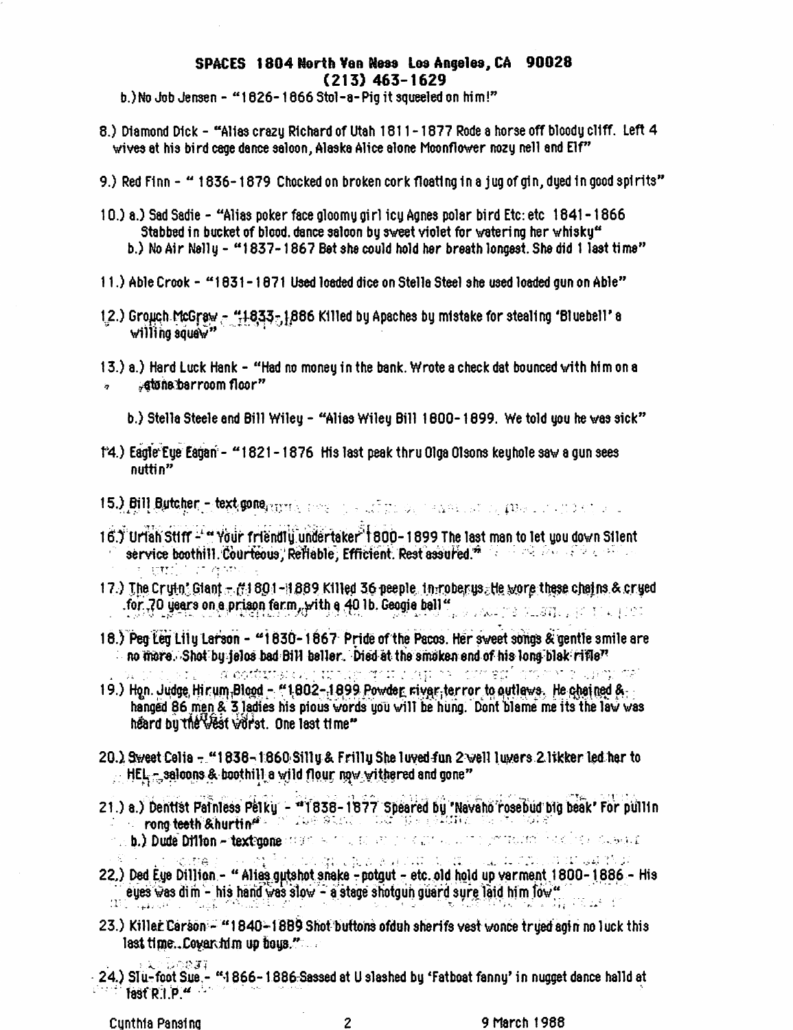**SPACES 1804 North Van Ness Los Angeles, CA 90028**
**(213) 463-1629**

b.) No Job Jensen - "1826-1866 Stol-a-Pig it squeeled on him!"

8.) Diamond Dick - "Alias crazy Richard of Utah 1811-1877 Rode a horse off bloody cliff. Left 4 wives at his bird cage dance saloon, Alaska Alice alone Moonflower nozy nell and Elf"

9.) Red Finn - " 1836-1879 Chocked on broken cork floating in a jug of gin, dyed in good spirits"

10.) a.) Sad Sadie - "Alias poker face gloomy girl icy Agnes polar bird Etc: etc 1841-1866 Stabbed in bucket of blood. dance saloon by sweet violet for watering her whisky"
b.) No Air Nelly - "1837-1867 Bet she could hold her breath longest. She did 1 last time"

11.) Able Crook - "1831-1871 Used loaded dice on Stella Steel she used loaded gun on Able"

12.) Grouch McGraw - "1833-1886 Killed by Apaches by mistake for stealing 'Bluebell' a willing squaw"

13.) a.) Hard Luck Hank - "Had no money in the bank. Wrote a check dat bounced with him on a stone barroom floor"

b.) Stella Steele and Bill Wiley - "Alias Wiley Bill 1800-1899. We told you he was sick"

14.) Eagle Eye Eagan - "1821-1876 His last peak thru Olga Olsons keyhole saw a gun sees nuttin"

15.) Bill Butcher - text gone

16.) Uriah Stiff - " Your friendly undertaker 1800-1899 The last man to let you down Silent service boothill. Courteous, Reliable, Efficient. Rest assured."

17.) The Cryin' Giant - "1801-1889 Killed 36 peeple in roberys. He wore these chains & cryed for 70 years on a prison farm, with a 40 lb. Geogie ball"

18.) Peg Leg Lily Larson - "1830-1867 Pride of the Pacos. Her sweet songs & gentle smile are no more. Shot by jelos bad Bill beller. Died at the smoken end of his long blak rifle"

19.) Hon. Judge Hirum Blood - "1802-1899 Powder river terror to outlews. He chained & hanged 86 men & 3 ladies his pious words you will be hung. Dont blame me its the law was heard by the West worst. One last time"

20.) Sweet Celia - "1838-1860 Silly & Frilly She luved fun 2 well luvers 2 likker led her to HEL - saloons & boothill a wild flour now withered and gone"

21.) a.) Dentist Painless Pelky - "1838-1877 Speared by 'Navaho rosebud big beak' For pullin rong teeth &hurtin"
b.) Dude Dillon - text gone

22.) Ded Eye Dillion - " Alias gutshot snake - potgut - etc. old hold up varment 1800-1886 - His eyes was dim - his hand was slow - a stage shotgun guard sure laid him low"

23.) Killer Carson - "1840-1889 Shot buttons ofduh sherifs vest wonce tryed agin no luck this last time. Covar him up boys."

24.) Slu-foot Sue - "1866-1886 Sassed at U slashed by 'Fatboat fanny' in nugget dance halld at last R.I.P."

Cynthia Pansing — 9 March 1988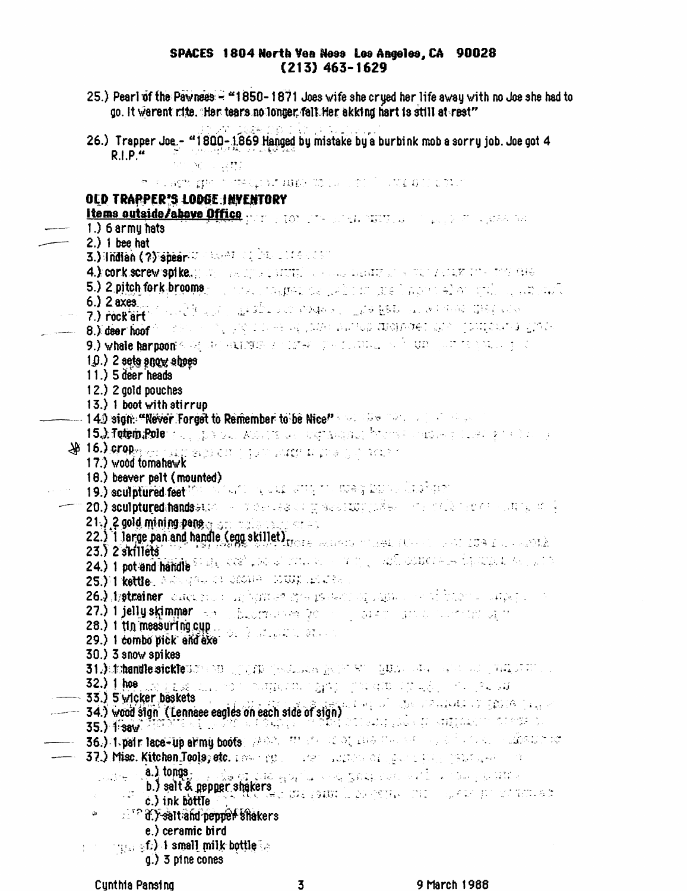SPACES 1804 North Van Ness Los Angeles, CA 90028
(213) 463-1629

25.) Pearl of the Pawnees - "1850-1871 Joes wife she cryed her life away with no Joe she had to go. It warent rite. Her tears no longer fall. Her akking hart is still at rest"

26.) Trapper Joe - "1800-1869 Hanged by mistake by a burbink mob a sorry job. Joe got 4 R.I.P."

## OLD TRAPPER'S LODGE INVENTORY

**Items outside/above Office**

1.) 6 army hats
2.) 1 bee hat
3.) Indian (?) spear
4.) cork screw spike
5.) 2 pitch fork brooms
6.) 2 axes
7.) rock art
8.) deer hoof
9.) whale harpoon
10.) 2 sets snow shoes
11.) 5 deer heads
12.) 2 gold pouches
13.) 1 boot with stirrup
14.) sign: "Never Forget to Remember to be Nice"
15.) Totem Pole
16.) crop
17.) wood tomahawk
18.) beaver pelt (mounted)
19.) sculptured feet
20.) sculptured hands
21.) 2 gold mining pans
22.) 1 large pan and handle (egg skillet)
23.) 2 skillets
24.) 1 pot and handle
25.) 1 kettle
26.) 1 strainer
27.) 1 jelly skimmer
28.) 1 tin measuring cup
29.) 1 combo pick and axe
30.) 3 snow spikes
31.) 1 handle sickle
32.) 1 hoe
33.) 5 wicker baskets
34.) wood sign (Lennaee eagles on each side of sign)
35.) 1 saw
36.) 1 pair lace-up army boots
37.) Misc. Kitchen Tools, etc.
    a.) tongs
    b.) salt & pepper shakers
    c.) ink bottle
    d.) salt and pepper shakers
    e.) ceramic bird
    f.) 1 small milk bottle
    g.) 3 pine cones

Cynthia Pansing 9 March 1988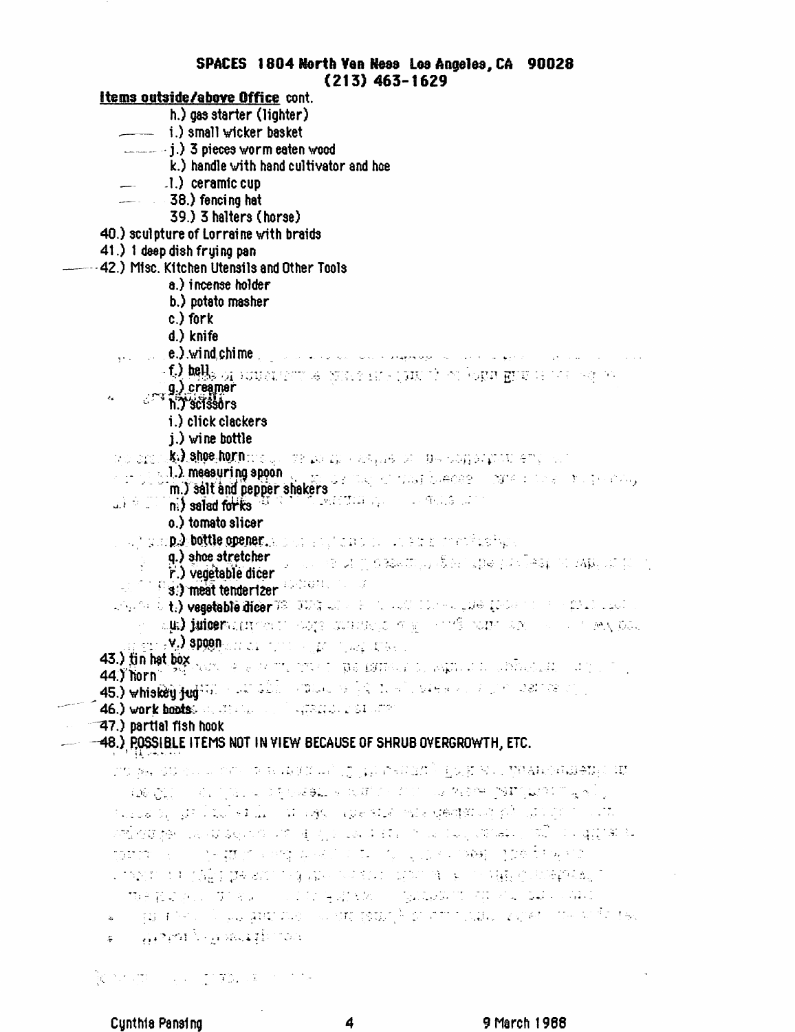SPACES 1804 North Van Ness Los Angeles, CA 90028
(213) 463-1629

**Items outside/above Office** cont.

- h.) gas starter (lighter)
- i.) small wicker basket
- j.) 3 pieces worm eaten wood
- k.) handle with hand cultivator and hoe
- l.) ceramic cup
- 38.) fencing hat
- 39.) 3 halters (horse)

40.) sculpture of Lorraine with braids

41.) 1 deep dish frying pan

42.) Misc. Kitchen Utensils and Other Tools

- a.) incense holder
- b.) potato masher
- c.) fork
- d.) knife
- e.) wind chime
- f.) bell
- g.) creamer
- h.) scissors
- i.) click clackers
- j.) wine bottle
- k.) shoe horn
- l.) measuring spoon
- m.) salt and pepper shakers
- n.) salad forks
- o.) tomato slicer
- p.) bottle opener
- q.) shoe stretcher
- r.) vegetable dicer
- s.) meat tenderizer
- t.) vegetable dicer
- u.) juicer
- v.) spoon

43.) tin hat box

44.) horn

45.) whiskey jug

46.) work boots

47.) partial fish hook

48.) POSSIBLE ITEMS NOT IN VIEW BECAUSE OF SHRUB OVERGROWTH, ETC.

Cynthia Pansing

9 March 1988